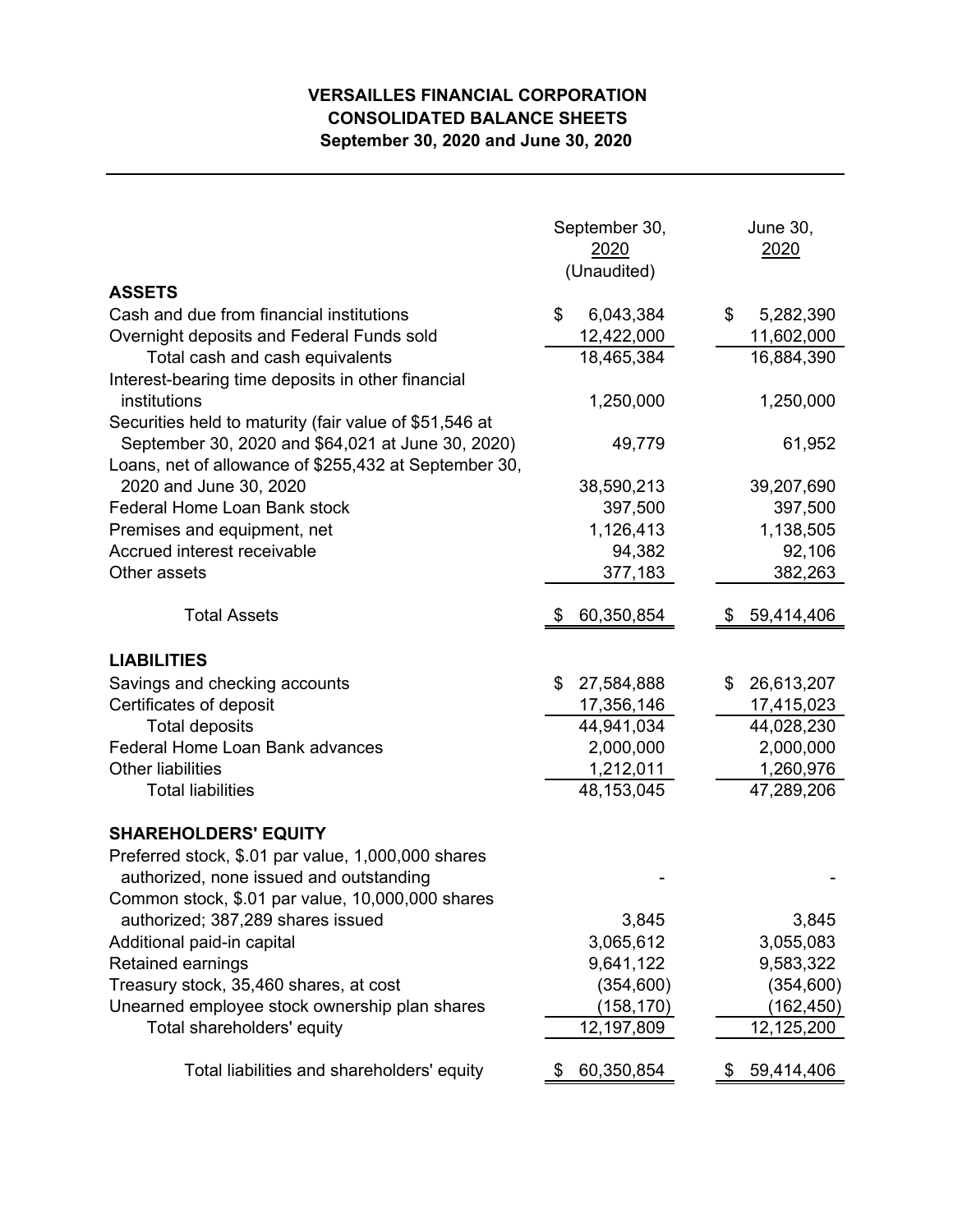# VERSAILLES FINANCIAL CORPORATION
## CONSOLIDATED BALANCE SHEETS
### September 30, 2020 and June 30, 2020

| | September 30, 2020 (Unaudited) | June 30, 2020 |
|---|---|---|
| **ASSETS** | | |
| Cash and due from financial institutions | $ 6,043,384 | $ 5,282,390 |
| Overnight deposits and Federal Funds sold | 12,422,000 | 11,602,000 |
| Total cash and cash equivalents | 18,465,384 | 16,884,390 |
| Interest-bearing time deposits in other financial institutions | 1,250,000 | 1,250,000 |
| Securities held to maturity (fair value of $51,546 at September 30, 2020 and $64,021 at June 30, 2020) | 49,779 | 61,952 |
| Loans, net of allowance of $255,432 at September 30, 2020 and June 30, 2020 | 38,590,213 | 39,207,690 |
| Federal Home Loan Bank stock | 397,500 | 397,500 |
| Premises and equipment, net | 1,126,413 | 1,138,505 |
| Accrued interest receivable | 94,382 | 92,106 |
| Other assets | 377,183 | 382,263 |
| Total Assets | $ 60,350,854 | $ 59,414,406 |
| **LIABILITIES** | | |
| Savings and checking accounts | $ 27,584,888 | $ 26,613,207 |
| Certificates of deposit | 17,356,146 | 17,415,023 |
| Total deposits | 44,941,034 | 44,028,230 |
| Federal Home Loan Bank advances | 2,000,000 | 2,000,000 |
| Other liabilities | 1,212,011 | 1,260,976 |
| Total liabilities | 48,153,045 | 47,289,206 |
| **SHAREHOLDERS' EQUITY** | | |
| Preferred stock, $.01 par value, 1,000,000 shares authorized, none issued and outstanding | - | - |
| Common stock, $.01 par value, 10,000,000 shares authorized; 387,289 shares issued | 3,845 | 3,845 |
| Additional paid-in capital | 3,065,612 | 3,055,083 |
| Retained earnings | 9,641,122 | 9,583,322 |
| Treasury stock, 35,460 shares, at cost | (354,600) | (354,600) |
| Unearned employee stock ownership plan shares | (158,170) | (162,450) |
| Total shareholders' equity | 12,197,809 | 12,125,200 |
| Total liabilities and shareholders' equity | $ 60,350,854 | $ 59,414,406 |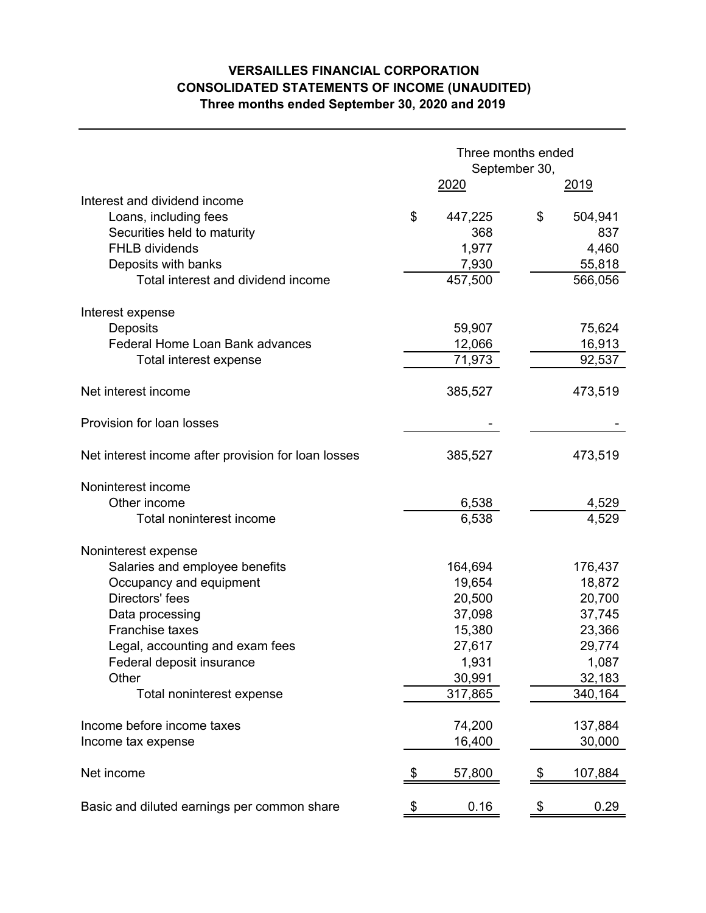**VERSAILLES FINANCIAL CORPORATION**
**CONSOLIDATED STATEMENTS OF INCOME (UNAUDITED)**
**Three months ended September 30, 2020 and 2019**

| | Three months ended September 30, 2020 | Three months ended September 30, 2019 |
|---|---|---|
| **Interest and dividend income** | | |
| Loans, including fees | $ 447,225 | $ 504,941 |
| Securities held to maturity | 368 | 837 |
| FHLB dividends | 1,977 | 4,460 |
| Deposits with banks | 7,930 | 55,818 |
| Total interest and dividend income | 457,500 | 566,056 |
| **Interest expense** | | |
| Deposits | 59,907 | 75,624 |
| Federal Home Loan Bank advances | 12,066 | 16,913 |
| Total interest expense | 71,973 | 92,537 |
| Net interest income | 385,527 | 473,519 |
| Provision for loan losses | - | - |
| Net interest income after provision for loan losses | 385,527 | 473,519 |
| **Noninterest income** | | |
| Other income | 6,538 | 4,529 |
| Total noninterest income | 6,538 | 4,529 |
| **Noninterest expense** | | |
| Salaries and employee benefits | 164,694 | 176,437 |
| Occupancy and equipment | 19,654 | 18,872 |
| Directors' fees | 20,500 | 20,700 |
| Data processing | 37,098 | 37,745 |
| Franchise taxes | 15,380 | 23,366 |
| Legal, accounting and exam fees | 27,617 | 29,774 |
| Federal deposit insurance | 1,931 | 1,087 |
| Other | 30,991 | 32,183 |
| Total noninterest expense | 317,865 | 340,164 |
| Income before income taxes | 74,200 | 137,884 |
| Income tax expense | 16,400 | 30,000 |
| Net income | $ 57,800 | $ 107,884 |
| Basic and diluted earnings per common share | $ 0.16 | $ 0.29 |